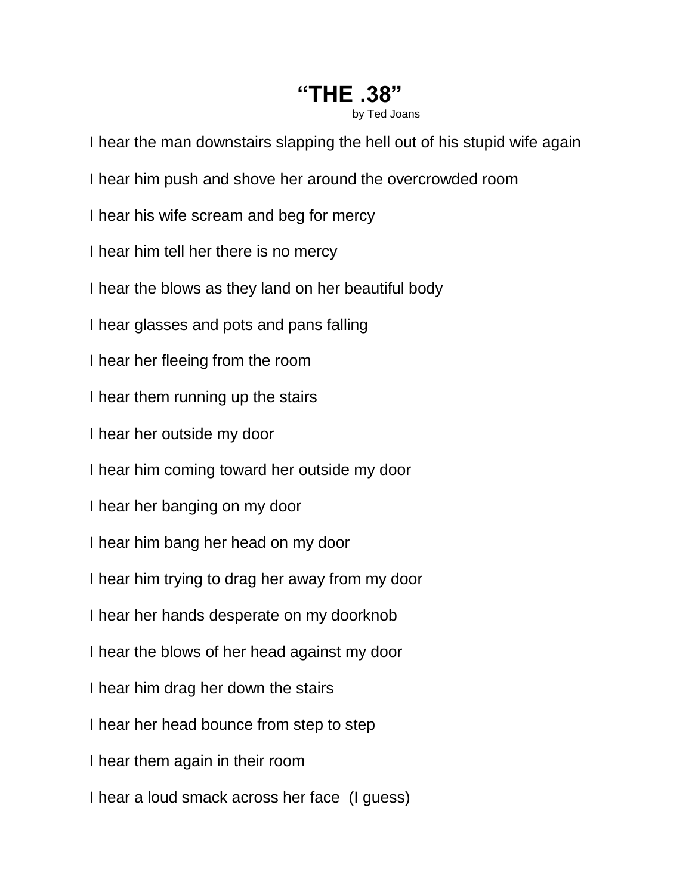# "THE .38"

by Ted Joans

I hear the man downstairs slapping the hell out of his stupid wife again

I hear him push and shove her around the overcrowded room

I hear his wife scream and beg for mercy

I hear him tell her there is no mercy

I hear the blows as they land on her beautiful body

I hear glasses and pots and pans falling

I hear her fleeing from the room

I hear them running up the stairs

I hear her outside my door

I hear him coming toward her outside my door

I hear her banging on my door

I hear him bang her head on my door

I hear him trying to drag her away from my door

I hear her hands desperate on my doorknob

I hear the blows of her head against my door

I hear him drag her down the stairs

I hear her head bounce from step to step

I hear them again in their room

I hear a loud smack across her face (I guess)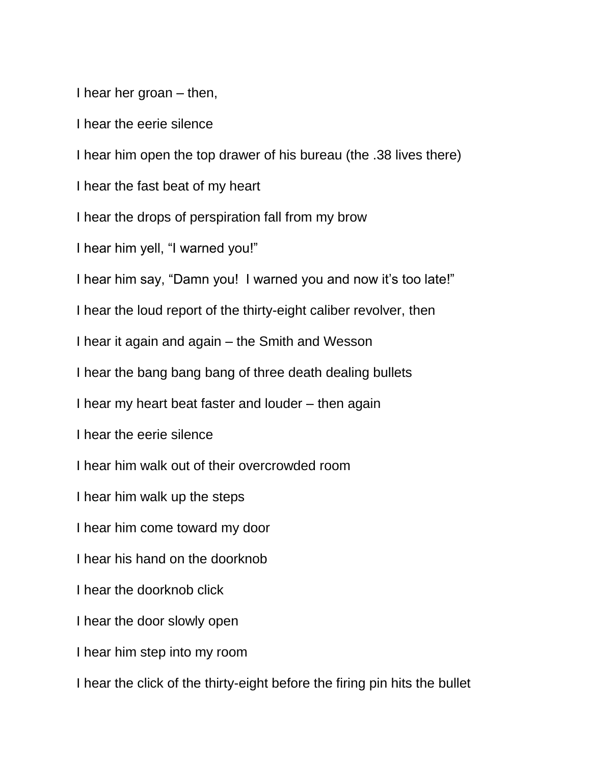I hear her groan – then,

I hear the eerie silence

I hear him open the top drawer of his bureau (the .38 lives there)

I hear the fast beat of my heart

I hear the drops of perspiration fall from my brow

I hear him yell, “I warned you!”

I hear him say, “Damn you!  I warned you and now it’s too late!”

I hear the loud report of the thirty-eight caliber revolver, then

I hear it again and again – the Smith and Wesson

I hear the bang bang bang of three death dealing bullets

I hear my heart beat faster and louder – then again

I hear the eerie silence

I hear him walk out of their overcrowded room

I hear him walk up the steps

I hear him come toward my door

I hear his hand on the doorknob

I hear the doorknob click

I hear the door slowly open

I hear him step into my room

I hear the click of the thirty-eight before the firing pin hits the bullet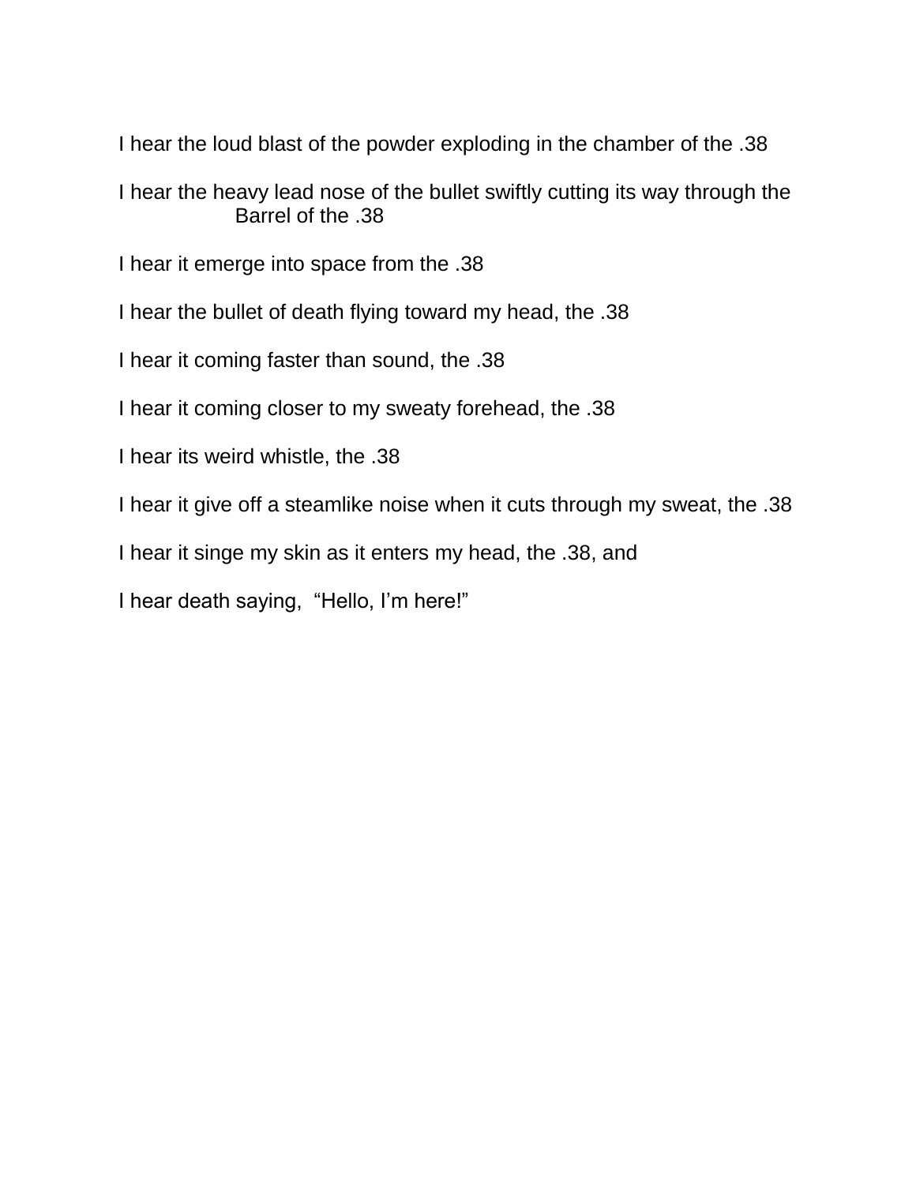I hear the loud blast of the powder exploding in the chamber of the .38

I hear the heavy lead nose of the bullet swiftly cutting its way through the
Barrel of the .38

I hear it emerge into space from the .38

I hear the bullet of death flying toward my head, the .38

I hear it coming faster than sound, the .38

I hear it coming closer to my sweaty forehead, the .38

I hear its weird whistle, the .38

I hear it give off a steamlike noise when it cuts through my sweat, the .38

I hear it singe my skin as it enters my head, the .38, and

I hear death saying, "Hello, I'm here!"